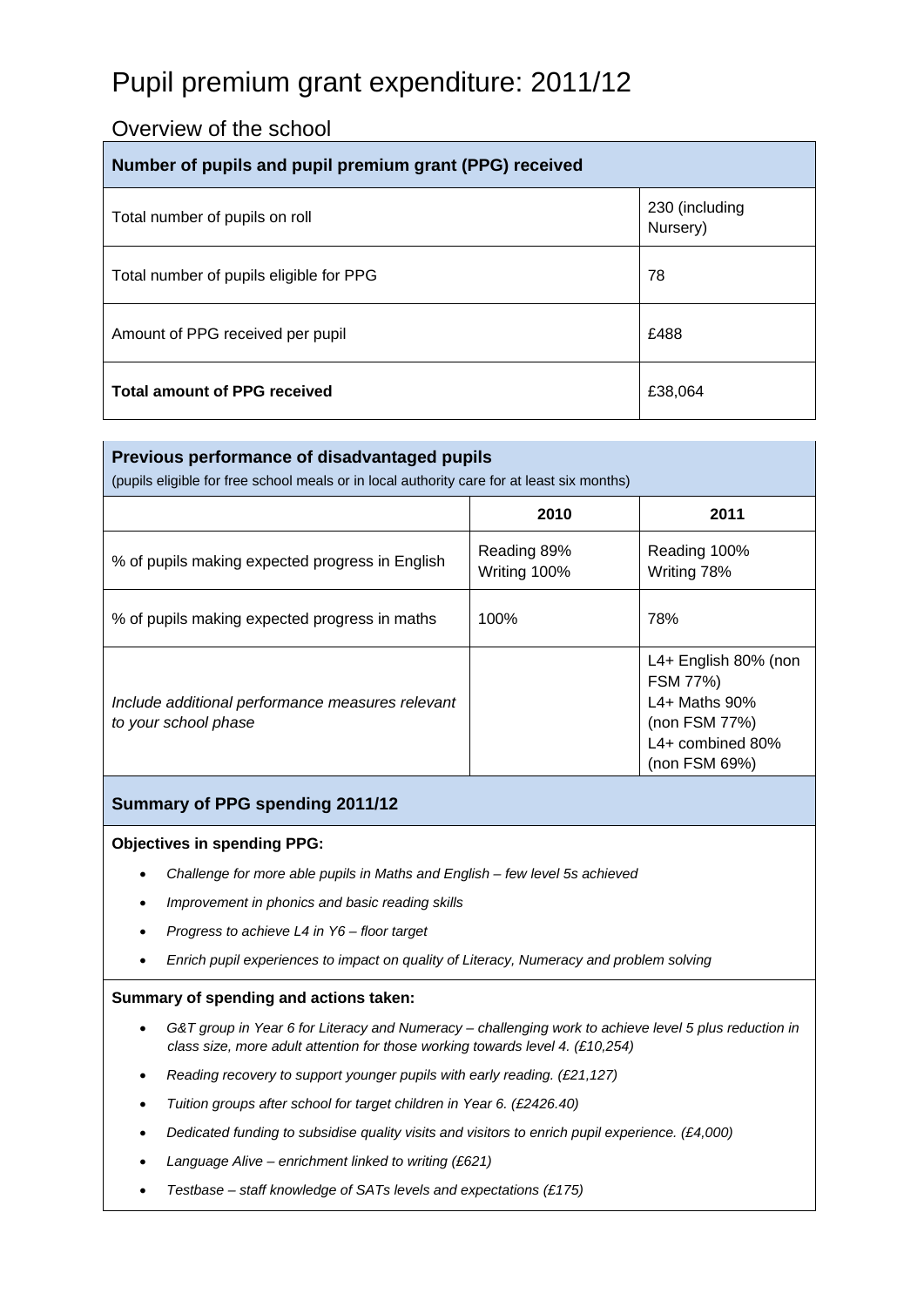# Pupil premium grant expenditure: 2011/12

## Overview of the school

| Number of pupils and pupil premium grant (PPG) received | |
|---|---|
| Total number of pupils on roll | 230 (including Nursery) |
| Total number of pupils eligible for PPG | 78 |
| Amount of PPG received per pupil | £488 |
| **Total amount of PPG received** | £38,064 |

| **Previous performance of disadvantaged pupils** (pupils eligible for free school meals or in local authority care for at least six months) | | |
|---|---|---|
| | **2010** | **2011** |
| % of pupils making expected progress in English | Reading 89% Writing 100% | Reading 100% Writing 78% |
| % of pupils making expected progress in maths | 100% | 78% |
| *Include additional performance measures relevant to your school phase* | | L4+ English 80% (non FSM 77%) L4+ Maths 90% (non FSM 77%) L4+ combined 80% (non FSM 69%) |

### Summary of PPG spending 2011/12

**Objectives in spending PPG:**

- *Challenge for more able pupils in Maths and English – few level 5s achieved*
- *Improvement in phonics and basic reading skills*
- *Progress to achieve L4 in Y6 – floor target*
- *Enrich pupil experiences to impact on quality of Literacy, Numeracy and problem solving*

**Summary of spending and actions taken:**

- *G&T group in Year 6 for Literacy and Numeracy – challenging work to achieve level 5 plus reduction in class size, more adult attention for those working towards level 4. (£10,254)*
- *Reading recovery to support younger pupils with early reading. (£21,127)*
- *Tuition groups after school for target children in Year 6. (£2426.40)*
- *Dedicated funding to subsidise quality visits and visitors to enrich pupil experience. (£4,000)*
- *Language Alive – enrichment linked to writing (£621)*
- *Testbase – staff knowledge of SATs levels and expectations (£175)*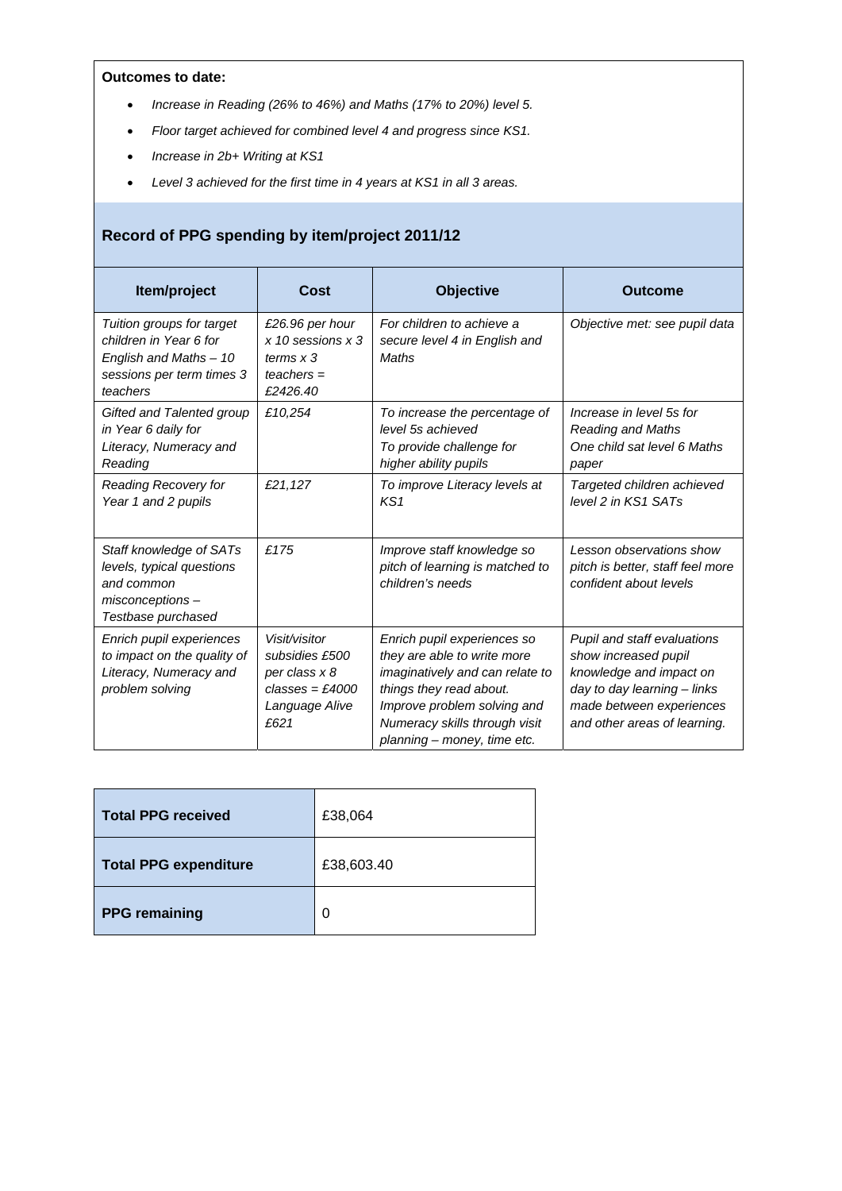**Outcomes to date:**

- *Increase in Reading (26% to 46%) and Maths (17% to 20%) level 5.*
- *Floor target achieved for combined level 4 and progress since KS1.*
- *Increase in 2b+ Writing at KS1*
- *Level 3 achieved for the first time in 4 years at KS1 in all 3 areas.*

## Record of PPG spending by item/project 2011/12

| Item/project | Cost | Objective | Outcome |
|---|---|---|---|
| *Tuition groups for target children in Year 6 for English and Maths – 10 sessions per term times 3 teachers* | *£26.96 per hour x 10 sessions x 3 terms x 3 teachers = £2426.40* | *For children to achieve a secure level 4 in English and Maths* | *Objective met: see pupil data* |
| *Gifted and Talented group in Year 6 daily for Literacy, Numeracy and Reading* | *£10,254* | *To increase the percentage of level 5s achieved<br>To provide challenge for higher ability pupils* | *Increase in level 5s for Reading and Maths<br>One child sat level 6 Maths paper* |
| *Reading Recovery for Year 1 and 2 pupils* | *£21,127* | *To improve Literacy levels at KS1* | *Targeted children achieved level 2 in KS1 SATs* |
| *Staff knowledge of SATs levels, typical questions and common misconceptions – Testbase purchased* | *£175* | *Improve staff knowledge so pitch of learning is matched to children's needs* | *Lesson observations show pitch is better, staff feel more confident about levels* |
| *Enrich pupil experiences to impact on the quality of Literacy, Numeracy and problem solving* | *Visit/visitor subsidies £500 per class x 8 classes = £4000<br>Language Alive £621* | *Enrich pupil experiences so they are able to write more imaginatively and can relate to things they read about.<br>Improve problem solving and Numeracy skills through visit planning – money, time etc.* | *Pupil and staff evaluations show increased pupil knowledge and impact on day to day learning – links made between experiences and other areas of learning.* |

| | |
|---|---|
| **Total PPG received** | £38,064 |
| **Total PPG expenditure** | £38,603.40 |
| **PPG remaining** | 0 |